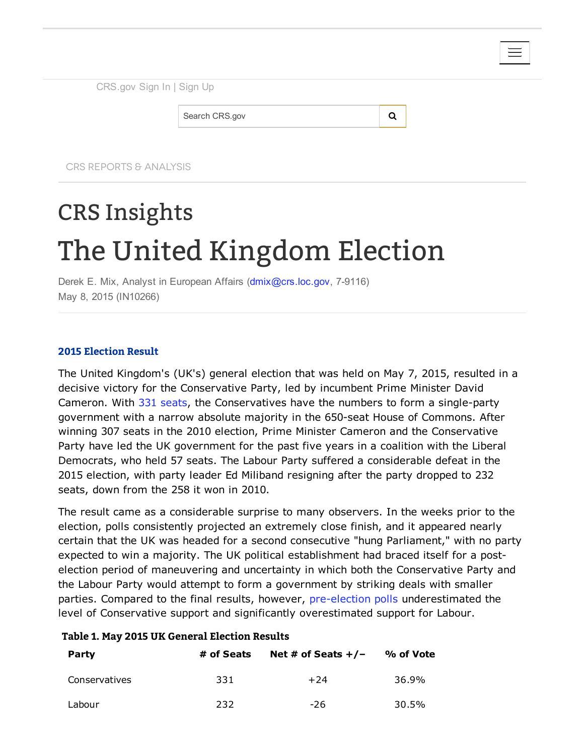CRS.gov Sign In | Sign Up

CRS REPORTS & ANALYSIS

# CRS Insights

# The United Kingdom Election

Derek E. Mix, Analyst in European Affairs (dmix@crs.loc.gov, 7-9116)
May 8, 2015 (IN10266)

## 2015 Election Result

The United Kingdom's (UK's) general election that was held on May 7, 2015, resulted in a decisive victory for the Conservative Party, led by incumbent Prime Minister David Cameron. With 331 seats, the Conservatives have the numbers to form a single-party government with a narrow absolute majority in the 650-seat House of Commons. After winning 307 seats in the 2010 election, Prime Minister Cameron and the Conservative Party have led the UK government for the past five years in a coalition with the Liberal Democrats, who held 57 seats. The Labour Party suffered a considerable defeat in the 2015 election, with party leader Ed Miliband resigning after the party dropped to 232 seats, down from the 258 it won in 2010.

The result came as a considerable surprise to many observers. In the weeks prior to the election, polls consistently projected an extremely close finish, and it appeared nearly certain that the UK was headed for a second consecutive "hung Parliament," with no party expected to win a majority. The UK political establishment had braced itself for a post-election period of maneuvering and uncertainty in which both the Conservative Party and the Labour Party would attempt to form a government by striking deals with smaller parties. Compared to the final results, however, pre-election polls underestimated the level of Conservative support and significantly overestimated support for Labour.

**Table 1. May 2015 UK General Election Results**

| Party | # of Seats | Net # of Seats +/– | % of Vote |
|---|---|---|---|
| Conservatives | 331 | +24 | 36.9% |
| Labour | 232 | -26 | 30.5% |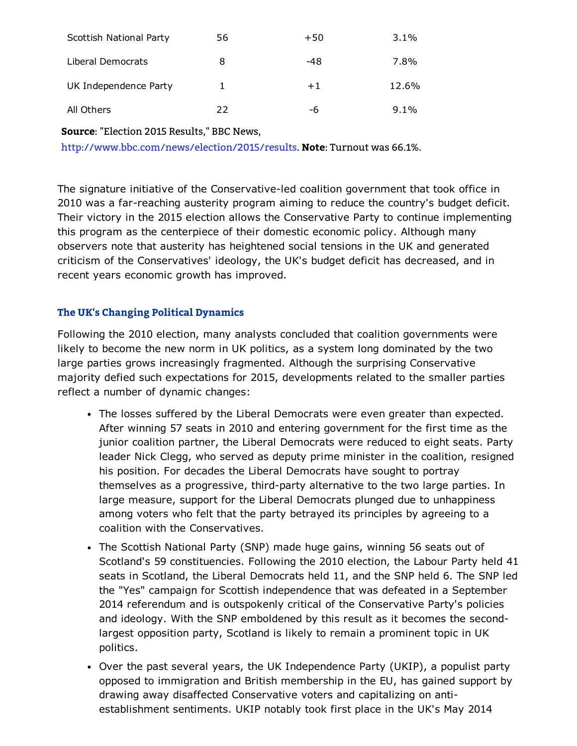| | | | |
|---|---|---|---|
| Scottish National Party | 56 | +50 | 3.1% |
| Liberal Democrats | 8 | -48 | 7.8% |
| UK Independence Party | 1 | +1 | 12.6% |
| All Others | 22 | -6 | 9.1% |

**Source**: "Election 2015 Results," BBC News, http://www.bbc.com/news/election/2015/results. **Note**: Turnout was 66.1%.

The signature initiative of the Conservative-led coalition government that took office in 2010 was a far-reaching austerity program aiming to reduce the country's budget deficit. Their victory in the 2015 election allows the Conservative Party to continue implementing this program as the centerpiece of their domestic economic policy. Although many observers note that austerity has heightened social tensions in the UK and generated criticism of the Conservatives' ideology, the UK's budget deficit has decreased, and in recent years economic growth has improved.

### The UK's Changing Political Dynamics

Following the 2010 election, many analysts concluded that coalition governments were likely to become the new norm in UK politics, as a system long dominated by the two large parties grows increasingly fragmented. Although the surprising Conservative majority defied such expectations for 2015, developments related to the smaller parties reflect a number of dynamic changes:

- The losses suffered by the Liberal Democrats were even greater than expected. After winning 57 seats in 2010 and entering government for the first time as the junior coalition partner, the Liberal Democrats were reduced to eight seats. Party leader Nick Clegg, who served as deputy prime minister in the coalition, resigned his position. For decades the Liberal Democrats have sought to portray themselves as a progressive, third-party alternative to the two large parties. In large measure, support for the Liberal Democrats plunged due to unhappiness among voters who felt that the party betrayed its principles by agreeing to a coalition with the Conservatives.
- The Scottish National Party (SNP) made huge gains, winning 56 seats out of Scotland's 59 constituencies. Following the 2010 election, the Labour Party held 41 seats in Scotland, the Liberal Democrats held 11, and the SNP held 6. The SNP led the "Yes" campaign for Scottish independence that was defeated in a September 2014 referendum and is outspokenly critical of the Conservative Party's policies and ideology. With the SNP emboldened by this result as it becomes the second-largest opposition party, Scotland is likely to remain a prominent topic in UK politics.
- Over the past several years, the UK Independence Party (UKIP), a populist party opposed to immigration and British membership in the EU, has gained support by drawing away disaffected Conservative voters and capitalizing on anti-establishment sentiments. UKIP notably took first place in the UK's May 2014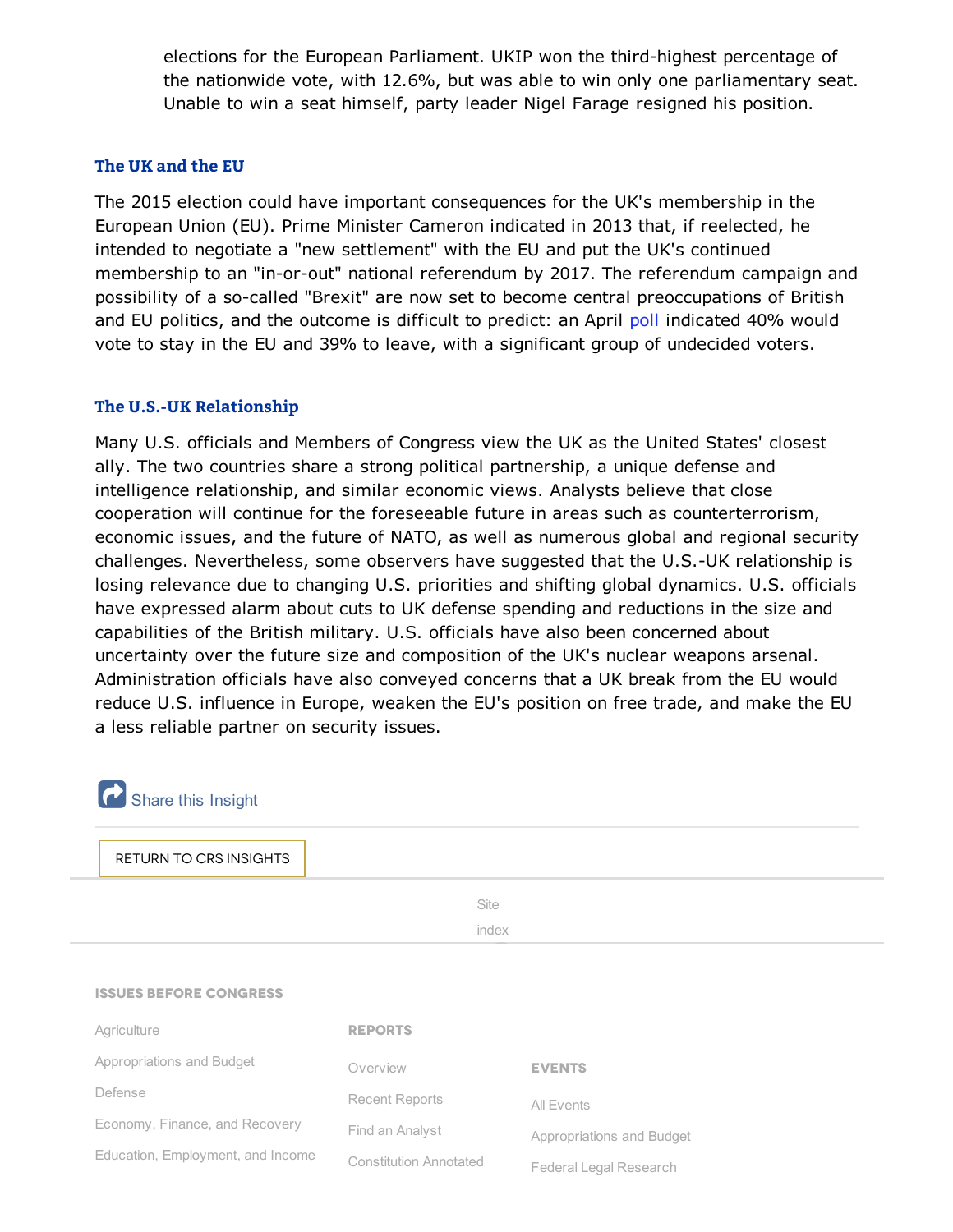elections for the European Parliament. UKIP won the third-highest percentage of the nationwide vote, with 12.6%, but was able to win only one parliamentary seat. Unable to win a seat himself, party leader Nigel Farage resigned his position.

### The UK and the EU

The 2015 election could have important consequences for the UK's membership in the European Union (EU). Prime Minister Cameron indicated in 2013 that, if reelected, he intended to negotiate a "new settlement" with the EU and put the UK's continued membership to an "in-or-out" national referendum by 2017. The referendum campaign and possibility of a so-called "Brexit" are now set to become central preoccupations of British and EU politics, and the outcome is difficult to predict: an April poll indicated 40% would vote to stay in the EU and 39% to leave, with a significant group of undecided voters.

### The U.S.-UK Relationship

Many U.S. officials and Members of Congress view the UK as the United States' closest ally. The two countries share a strong political partnership, a unique defense and intelligence relationship, and similar economic views. Analysts believe that close cooperation will continue for the foreseeable future in areas such as counterterrorism, economic issues, and the future of NATO, as well as numerous global and regional security challenges. Nevertheless, some observers have suggested that the U.S.-UK relationship is losing relevance due to changing U.S. priorities and shifting global dynamics. U.S. officials have expressed alarm about cuts to UK defense spending and reductions in the size and capabilities of the British military. U.S. officials have also been concerned about uncertainty over the future size and composition of the UK's nuclear weapons arsenal. Administration officials have also conveyed concerns that a UK break from the EU would reduce U.S. influence in Europe, weaken the EU's position on free trade, and make the EU a less reliable partner on security issues.

Share this Insight

RETURN TO CRS INSIGHTS

Site index

**ISSUES BEFORE CONGRESS**

- Agriculture
- Appropriations and Budget
- Defense
- Economy, Finance, and Recovery
- Education, Employment, and Income

**REPORTS**

- Overview
- Recent Reports
- Find an Analyst
- Constitution Annotated

**EVENTS**

- All Events
- Appropriations and Budget
- Federal Legal Research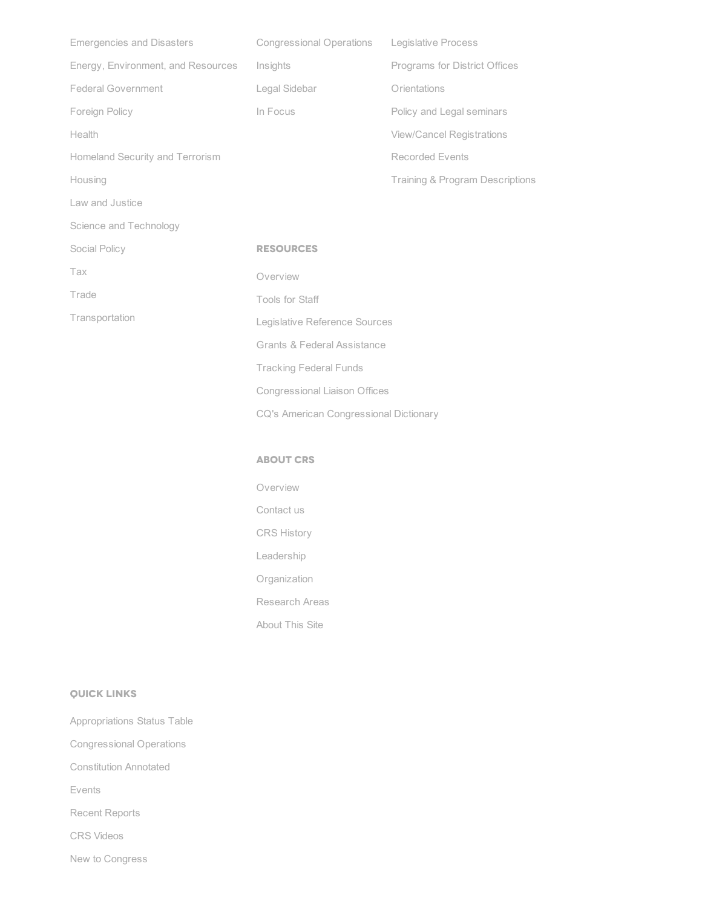- Emergencies and Disasters
- Energy, Environment, and Resources
- Federal Government
- Foreign Policy
- Health
- Homeland Security and Terrorism
- Housing
- Law and Justice
- Science and Technology
- Social Policy
- Tax
- Trade
- Transportation

- Congressional Operations
- Insights
- Legal Sidebar
- In Focus

- Legislative Process
- Programs for District Offices
- Orientations
- Policy and Legal seminars
- View/Cancel Registrations
- Recorded Events
- Training & Program Descriptions

## RESOURCES

- Overview
- Tools for Staff
- Legislative Reference Sources
- Grants & Federal Assistance
- Tracking Federal Funds
- Congressional Liaison Offices
- CQ's American Congressional Dictionary

## ABOUT CRS

- Overview
- Contact us
- CRS History
- Leadership
- Organization
- Research Areas
- About This Site

## QUICK LINKS

- Appropriations Status Table
- Congressional Operations
- Constitution Annotated
- Events
- Recent Reports
- CRS Videos
- New to Congress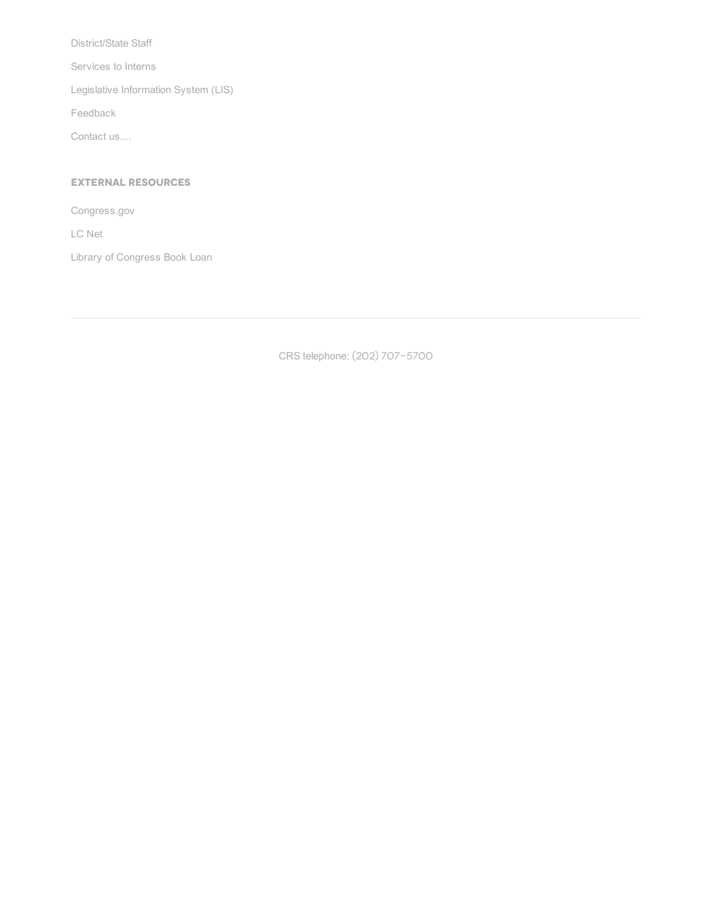District/State Staff

Services to Interns

Legislative Information System (LIS)

Feedback

Contact us....

## EXTERNAL RESOURCES

Congress.gov

LC Net

Library of Congress Book Loan

---

CRS telephone: (202) 707-5700